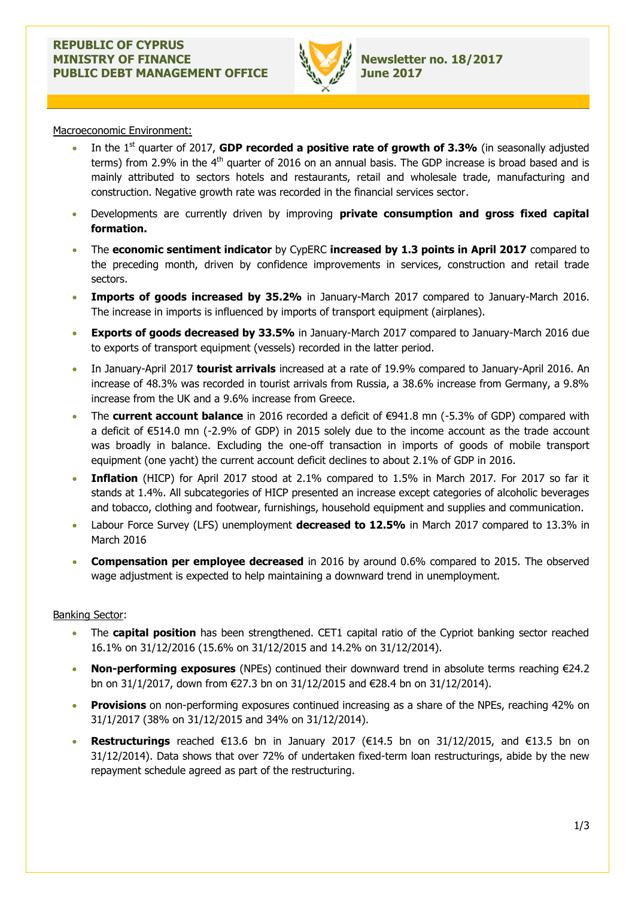**REPUBLIC OF CYPRUS**
**MINISTRY OF FINANCE**
**PUBLIC DEBT MANAGEMENT OFFICE**

**Newsletter no. 18/2017**
**June 2017**

Macroeconomic Environment:

- In the 1st quarter of 2017, **GDP recorded a positive rate of growth of 3.3%** (in seasonally adjusted terms) from 2.9% in the 4th quarter of 2016 on an annual basis. The GDP increase is broad based and is mainly attributed to sectors hotels and restaurants, retail and wholesale trade, manufacturing and construction. Negative growth rate was recorded in the financial services sector.
- Developments are currently driven by improving **private consumption and gross fixed capital formation.**
- The **economic sentiment indicator** by CypERC **increased by 1.3 points in April 2017** compared to the preceding month, driven by confidence improvements in services, construction and retail trade sectors.
- **Imports of goods increased by 35.2%** in January-March 2017 compared to January-March 2016. The increase in imports is influenced by imports of transport equipment (airplanes).
- **Exports of goods decreased by 33.5%** in January-March 2017 compared to January-March 2016 due to exports of transport equipment (vessels) recorded in the latter period.
- In January-April 2017 **tourist arrivals** increased at a rate of 19.9% compared to January-April 2016. An increase of 48.3% was recorded in tourist arrivals from Russia, a 38.6% increase from Germany, a 9.8% increase from the UK and a 9.6% increase from Greece.
- The **current account balance** in 2016 recorded a deficit of €941.8 mn (-5.3% of GDP) compared with a deficit of €514.0 mn (-2.9% of GDP) in 2015 solely due to the income account as the trade account was broadly in balance. Excluding the one-off transaction in imports of goods of mobile transport equipment (one yacht) the current account deficit declines to about 2.1% of GDP in 2016.
- **Inflation** (HICP) for April 2017 stood at 2.1% compared to 1.5% in March 2017. For 2017 so far it stands at 1.4%. All subcategories of HICP presented an increase except categories of alcoholic beverages and tobacco, clothing and footwear, furnishings, household equipment and supplies and communication.
- Labour Force Survey (LFS) unemployment **decreased to 12.5%** in March 2017 compared to 13.3% in March 2016
- **Compensation per employee decreased** in 2016 by around 0.6% compared to 2015. The observed wage adjustment is expected to help maintaining a downward trend in unemployment.

Banking Sector:

- The **capital position** has been strengthened. CET1 capital ratio of the Cypriot banking sector reached 16.1% on 31/12/2016 (15.6% on 31/12/2015 and 14.2% on 31/12/2014).
- **Non-performing exposures** (NPEs) continued their downward trend in absolute terms reaching €24.2 bn on 31/1/2017, down from €27.3 bn on 31/12/2015 and €28.4 bn on 31/12/2014).
- **Provisions** on non-performing exposures continued increasing as a share of the NPEs, reaching 42% on 31/1/2017 (38% on 31/12/2015 and 34% on 31/12/2014).
- **Restructurings** reached €13.6 bn in January 2017 (€14.5 bn on 31/12/2015, and €13.5 bn on 31/12/2014). Data shows that over 72% of undertaken fixed-term loan restructurings, abide by the new repayment schedule agreed as part of the restructuring.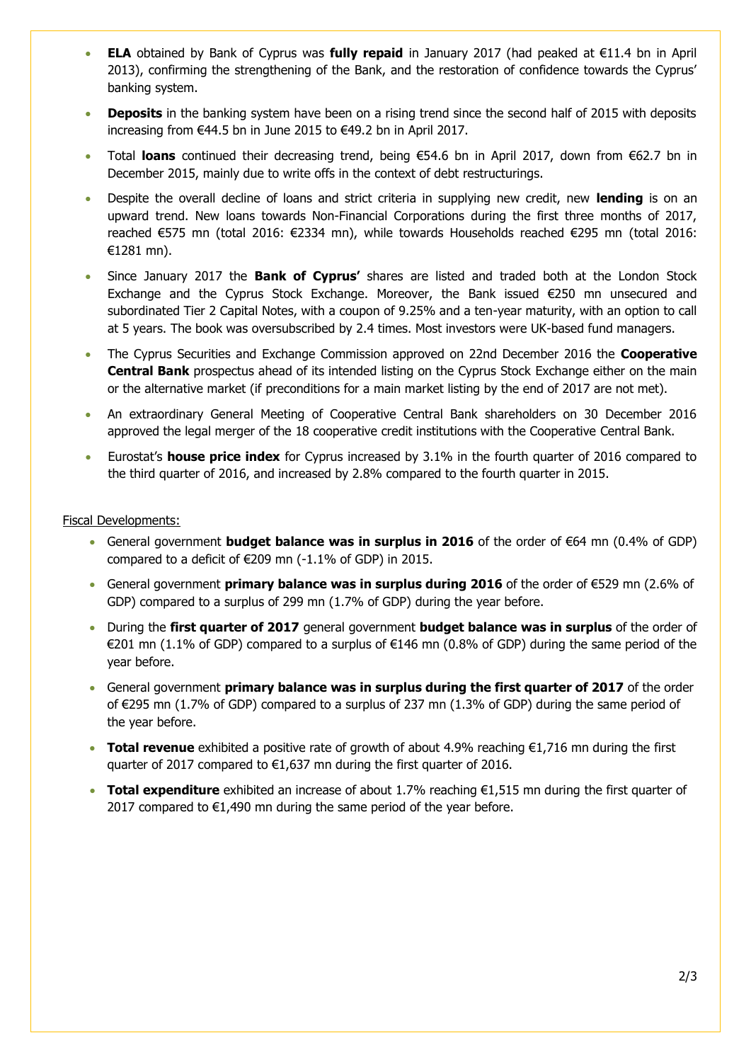- **ELA** obtained by Bank of Cyprus was **fully repaid** in January 2017 (had peaked at €11.4 bn in April 2013), confirming the strengthening of the Bank, and the restoration of confidence towards the Cyprus' banking system.
- **Deposits** in the banking system have been on a rising trend since the second half of 2015 with deposits increasing from €44.5 bn in June 2015 to €49.2 bn in April 2017.
- Total **loans** continued their decreasing trend, being €54.6 bn in April 2017, down from €62.7 bn in December 2015, mainly due to write offs in the context of debt restructurings.
- Despite the overall decline of loans and strict criteria in supplying new credit, new **lending** is on an upward trend. New loans towards Non-Financial Corporations during the first three months of 2017, reached €575 mn (total 2016: €2334 mn), while towards Households reached €295 mn (total 2016: €1281 mn).
- Since January 2017 the **Bank of Cyprus'** shares are listed and traded both at the London Stock Exchange and the Cyprus Stock Exchange. Moreover, the Bank issued €250 mn unsecured and subordinated Tier 2 Capital Notes, with a coupon of 9.25% and a ten-year maturity, with an option to call at 5 years. The book was oversubscribed by 2.4 times. Most investors were UK-based fund managers.
- The Cyprus Securities and Exchange Commission approved on 22nd December 2016 the **Cooperative Central Bank** prospectus ahead of its intended listing on the Cyprus Stock Exchange either on the main or the alternative market (if preconditions for a main market listing by the end of 2017 are not met).
- An extraordinary General Meeting of Cooperative Central Bank shareholders on 30 December 2016 approved the legal merger of the 18 cooperative credit institutions with the Cooperative Central Bank.
- Eurostat's **house price index** for Cyprus increased by 3.1% in the fourth quarter of 2016 compared to the third quarter of 2016, and increased by 2.8% compared to the fourth quarter in 2015.

Fiscal Developments:

- General government **budget balance was in surplus in 2016** of the order of €64 mn (0.4% of GDP) compared to a deficit of €209 mn (-1.1% of GDP) in 2015.
- General government **primary balance was in surplus during 2016** of the order of €529 mn (2.6% of GDP) compared to a surplus of 299 mn (1.7% of GDP) during the year before.
- During the **first quarter of 2017** general government **budget balance was in surplus** of the order of €201 mn (1.1% of GDP) compared to a surplus of €146 mn (0.8% of GDP) during the same period of the year before.
- General government **primary balance was in surplus during the first quarter of 2017** of the order of €295 mn (1.7% of GDP) compared to a surplus of 237 mn (1.3% of GDP) during the same period of the year before.
- **Total revenue** exhibited a positive rate of growth of about 4.9% reaching €1,716 mn during the first quarter of 2017 compared to €1,637 mn during the first quarter of 2016.
- **Total expenditure** exhibited an increase of about 1.7% reaching €1,515 mn during the first quarter of 2017 compared to €1,490 mn during the same period of the year before.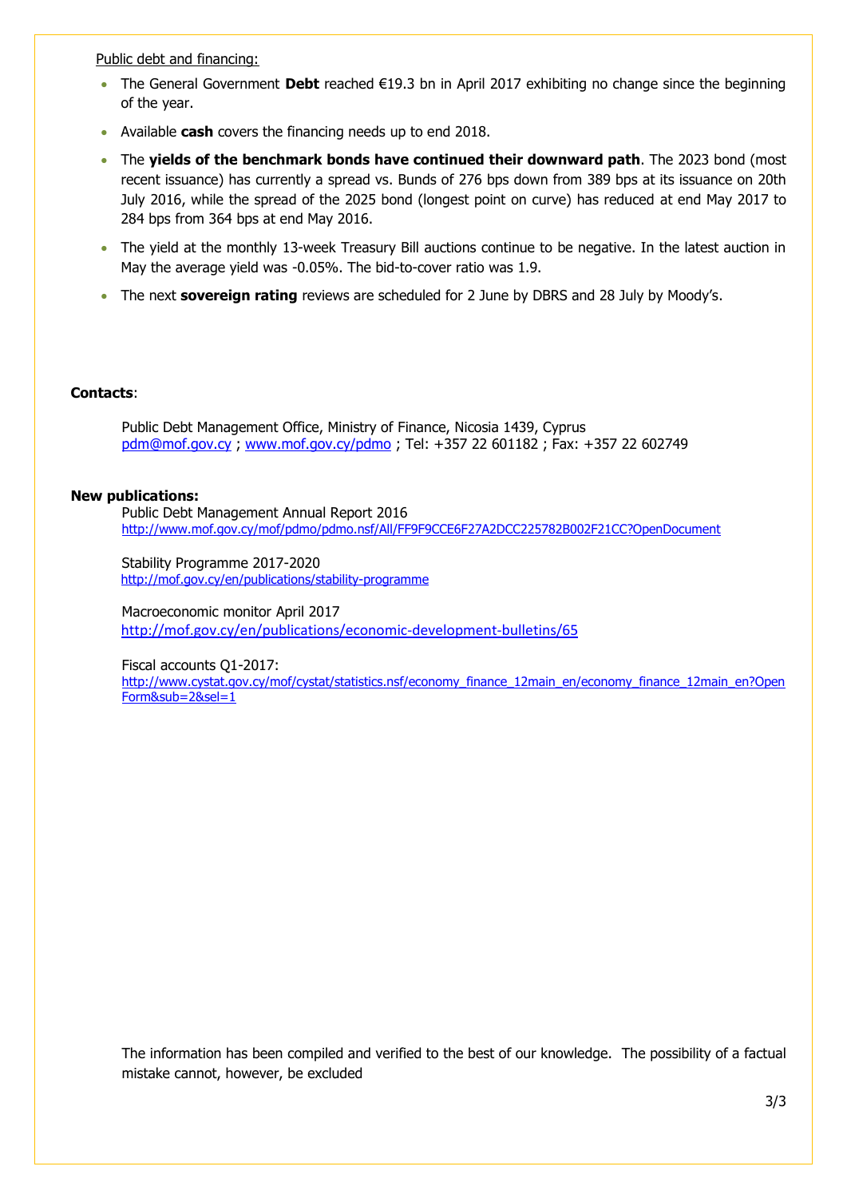Public debt and financing:

- The General Government **Debt** reached €19.3 bn in April 2017 exhibiting no change since the beginning of the year.
- Available **cash** covers the financing needs up to end 2018.
- The **yields of the benchmark bonds have continued their downward path**. The 2023 bond (most recent issuance) has currently a spread vs. Bunds of 276 bps down from 389 bps at its issuance on 20th July 2016, while the spread of the 2025 bond (longest point on curve) has reduced at end May 2017 to 284 bps from 364 bps at end May 2016.
- The yield at the monthly 13-week Treasury Bill auctions continue to be negative. In the latest auction in May the average yield was -0.05%. The bid-to-cover ratio was 1.9.
- The next **sovereign rating** reviews are scheduled for 2 June by DBRS and 28 July by Moody's.

**Contacts**:

Public Debt Management Office, Ministry of Finance, Nicosia 1439, Cyprus
pdm@mof.gov.cy ; www.mof.gov.cy/pdmo ; Tel: +357 22 601182 ; Fax: +357 22 602749

**New publications:**

Public Debt Management Annual Report 2016
http://www.mof.gov.cy/mof/pdmo/pdmo.nsf/All/FF9F9CCE6F27A2DCC225782B002F21CC?OpenDocument

Stability Programme 2017-2020
http://mof.gov.cy/en/publications/stability-programme

Macroeconomic monitor April 2017
http://mof.gov.cy/en/publications/economic-development-bulletins/65

Fiscal accounts Q1-2017:
http://www.cystat.gov.cy/mof/cystat/statistics.nsf/economy_finance_12main_en/economy_finance_12main_en?OpenForm&sub=2&sel=1

The information has been compiled and verified to the best of our knowledge. The possibility of a factual mistake cannot, however, be excluded